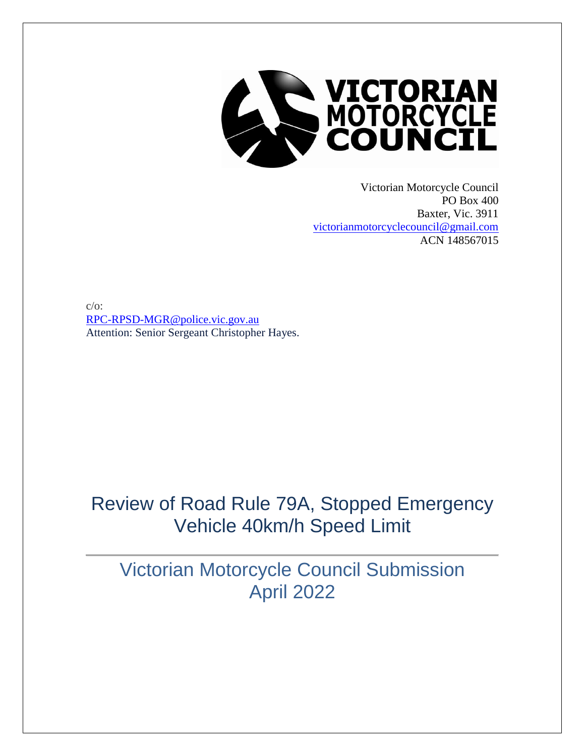Victorian Motorcycle Council
PO Box 400
Baxter, Vic. 3911
victorianmotorcyclecouncil@gmail.com
ACN 148567015

c/o:
RPC-RPSD-MGR@police.vic.gov.au
Attention: Senior Sergeant Christopher Hayes.

# Review of Road Rule 79A, Stopped Emergency Vehicle 40km/h Speed Limit

## Victorian Motorcycle Council Submission
## April 2022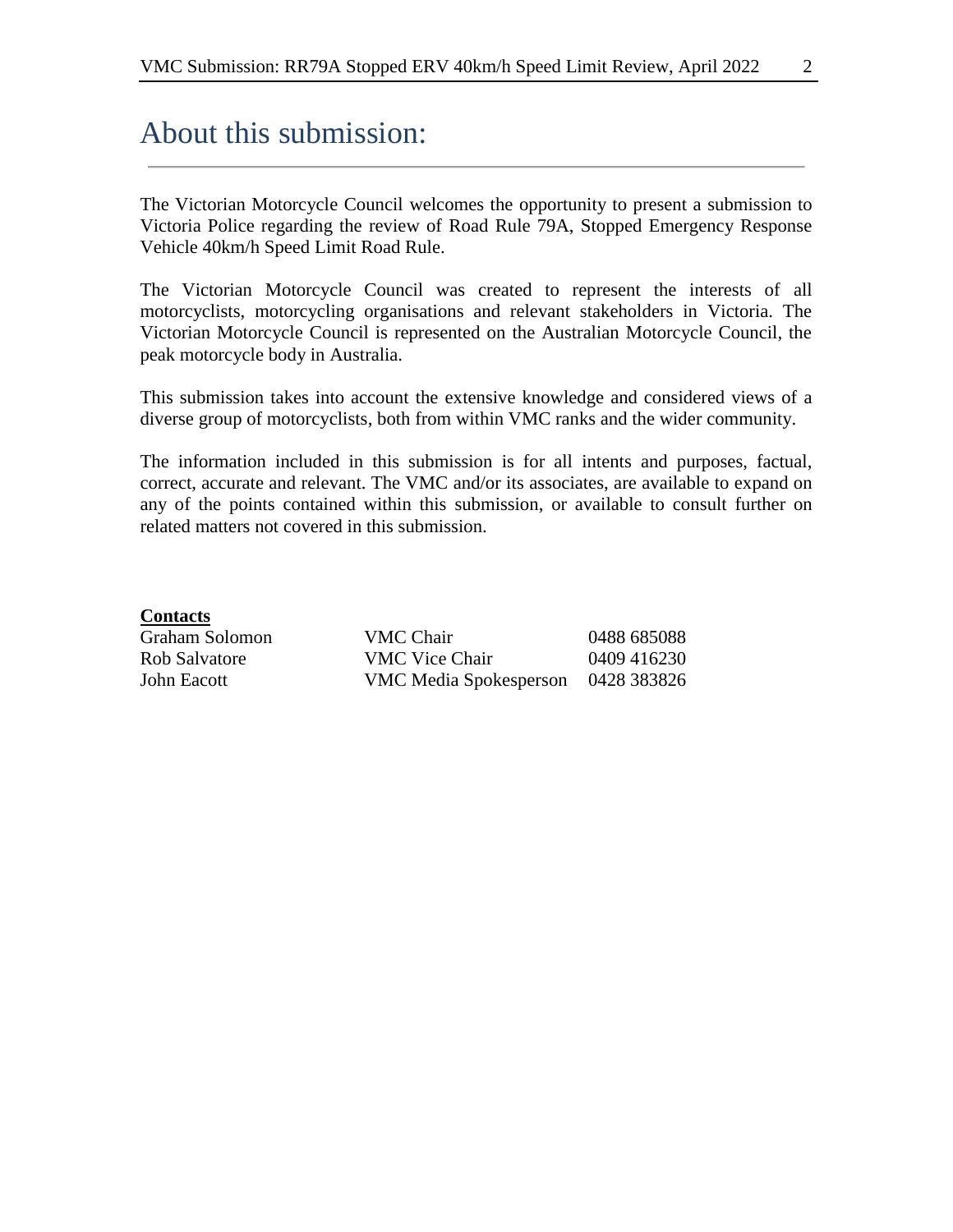# About this submission:

The Victorian Motorcycle Council welcomes the opportunity to present a submission to Victoria Police regarding the review of Road Rule 79A, Stopped Emergency Response Vehicle 40km/h Speed Limit Road Rule.

The Victorian Motorcycle Council was created to represent the interests of all motorcyclists, motorcycling organisations and relevant stakeholders in Victoria. The Victorian Motorcycle Council is represented on the Australian Motorcycle Council, the peak motorcycle body in Australia.

This submission takes into account the extensive knowledge and considered views of a diverse group of motorcyclists, both from within VMC ranks and the wider community.

The information included in this submission is for all intents and purposes, factual, correct, accurate and relevant. The VMC and/or its associates, are available to expand on any of the points contained within this submission, or available to consult further on related matters not covered in this submission.

**Contacts**

| | | |
|---|---|---|
| Graham Solomon | VMC Chair | 0488 685088 |
| Rob Salvatore | VMC Vice Chair | 0409 416230 |
| John Eacott | VMC Media Spokesperson | 0428 383826 |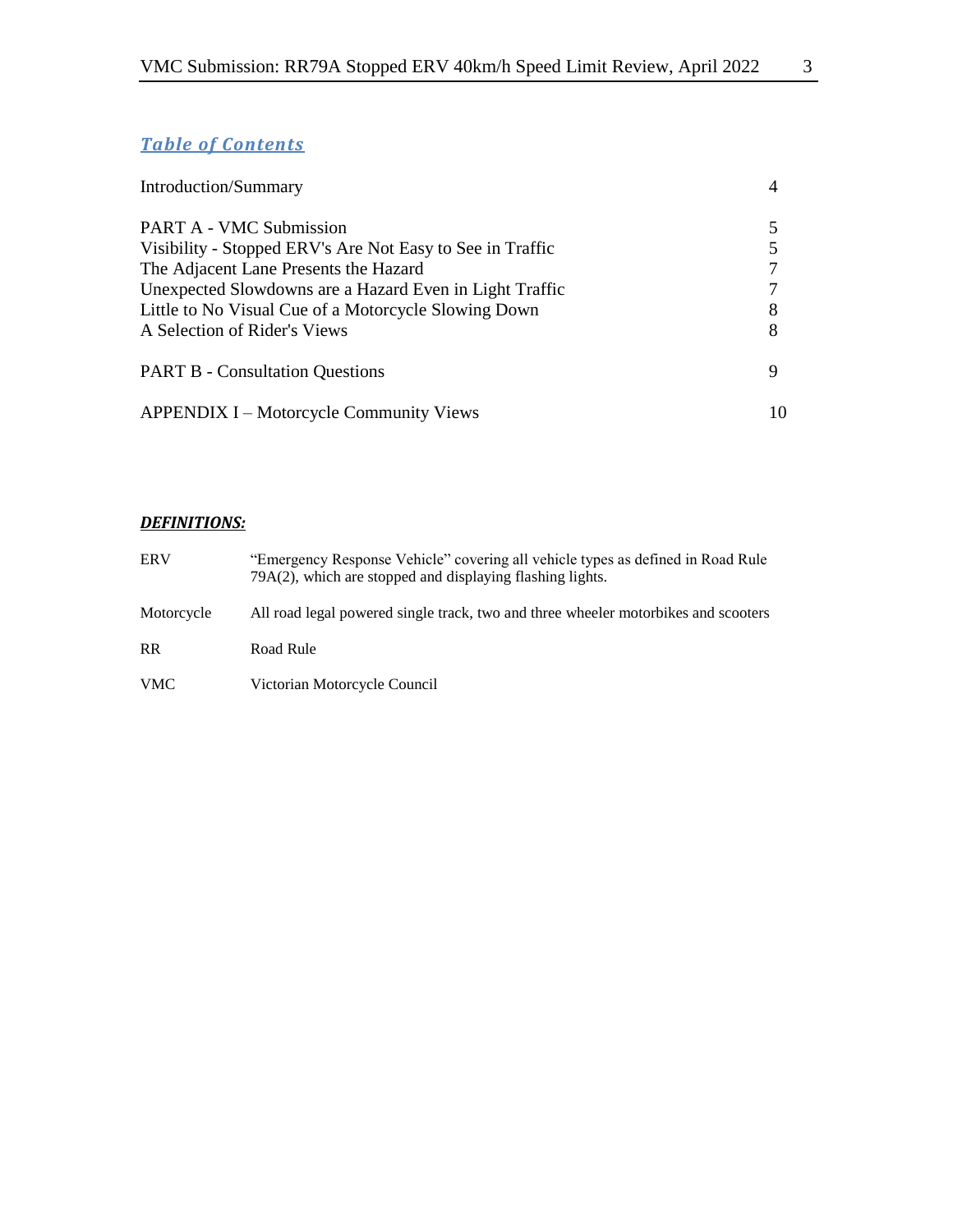## *Table of Contents*

| | |
|---|---|
| Introduction/Summary | 4 |
| PART A - VMC Submission | 5 |
| Visibility - Stopped ERV's Are Not Easy to See in Traffic | 5 |
| The Adjacent Lane Presents the Hazard | 7 |
| Unexpected Slowdowns are a Hazard Even in Light Traffic | 7 |
| Little to No Visual Cue of a Motorcycle Slowing Down | 8 |
| A Selection of Rider's Views | 8 |
| PART B - Consultation Questions | 9 |
| APPENDIX I – Motorcycle Community Views | 10 |

### ***DEFINITIONS:***

| | |
|---|---|
| ERV | "Emergency Response Vehicle" covering all vehicle types as defined in Road Rule 79A(2), which are stopped and displaying flashing lights. |
| Motorcycle | All road legal powered single track, two and three wheeler motorbikes and scooters |
| RR | Road Rule |
| VMC | Victorian Motorcycle Council |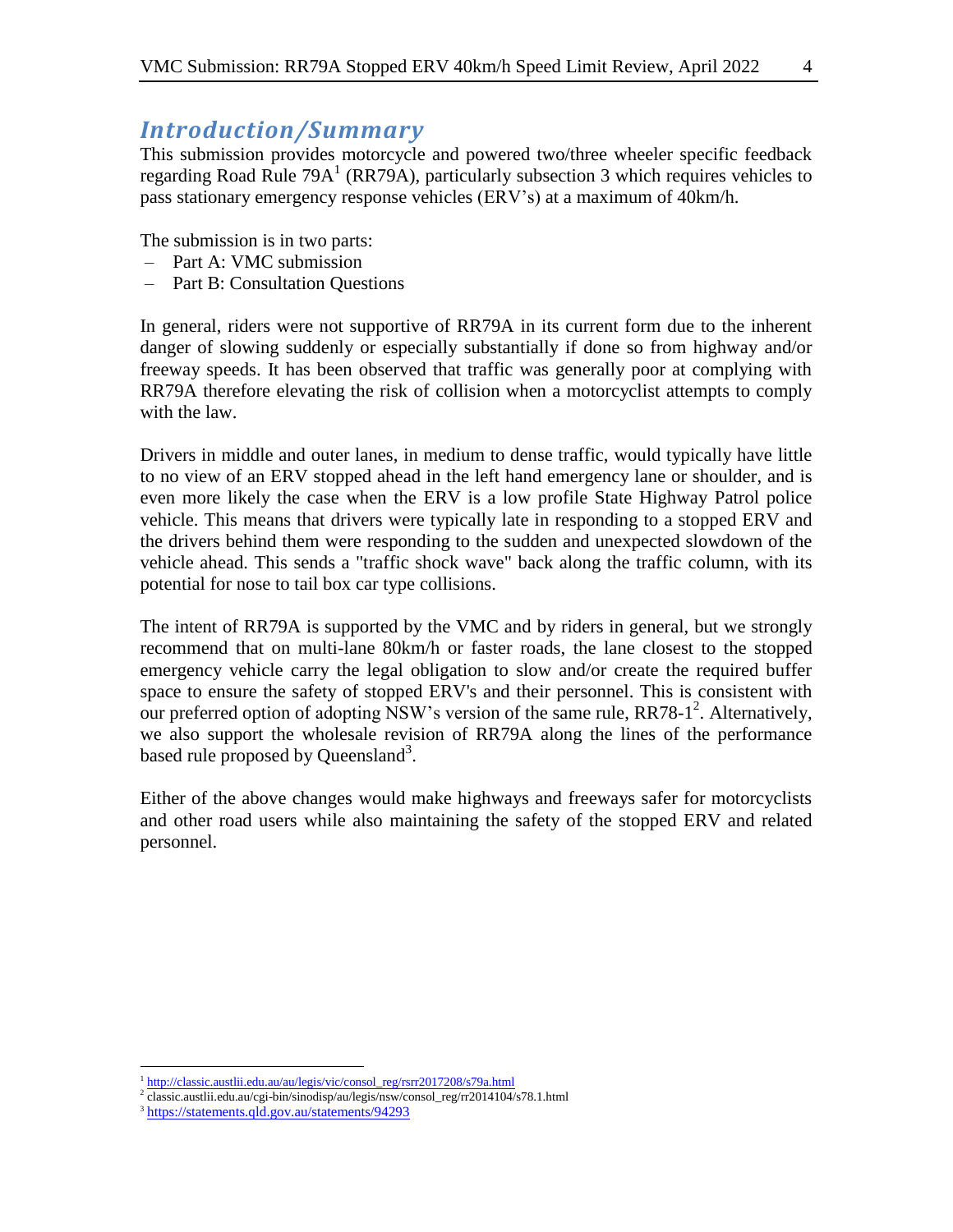## *Introduction/Summary*

This submission provides motorcycle and powered two/three wheeler specific feedback regarding Road Rule 79A[1] (RR79A), particularly subsection 3 which requires vehicles to pass stationary emergency response vehicles (ERV's) at a maximum of 40km/h.

The submission is in two parts:

- Part A: VMC submission
- Part B: Consultation Questions

In general, riders were not supportive of RR79A in its current form due to the inherent danger of slowing suddenly or especially substantially if done so from highway and/or freeway speeds. It has been observed that traffic was generally poor at complying with RR79A therefore elevating the risk of collision when a motorcyclist attempts to comply with the law.

Drivers in middle and outer lanes, in medium to dense traffic, would typically have little to no view of an ERV stopped ahead in the left hand emergency lane or shoulder, and is even more likely the case when the ERV is a low profile State Highway Patrol police vehicle. This means that drivers were typically late in responding to a stopped ERV and the drivers behind them were responding to the sudden and unexpected slowdown of the vehicle ahead. This sends a "traffic shock wave" back along the traffic column, with its potential for nose to tail box car type collisions.

The intent of RR79A is supported by the VMC and by riders in general, but we strongly recommend that on multi-lane 80km/h or faster roads, the lane closest to the stopped emergency vehicle carry the legal obligation to slow and/or create the required buffer space to ensure the safety of stopped ERV's and their personnel. This is consistent with our preferred option of adopting NSW's version of the same rule, RR78-1[2]. Alternatively, we also support the wholesale revision of RR79A along the lines of the performance based rule proposed by Queensland[3].

Either of the above changes would make highways and freeways safer for motorcyclists and other road users while also maintaining the safety of the stopped ERV and related personnel.

---

[1] http://classic.austlii.edu.au/au/legis/vic/consol_reg/rsrr2017208/s79a.html

[2] classic.austlii.edu.au/cgi-bin/sinodisp/au/legis/nsw/consol_reg/rr2014104/s78.1.html

[3] https://statements.qld.gov.au/statements/94293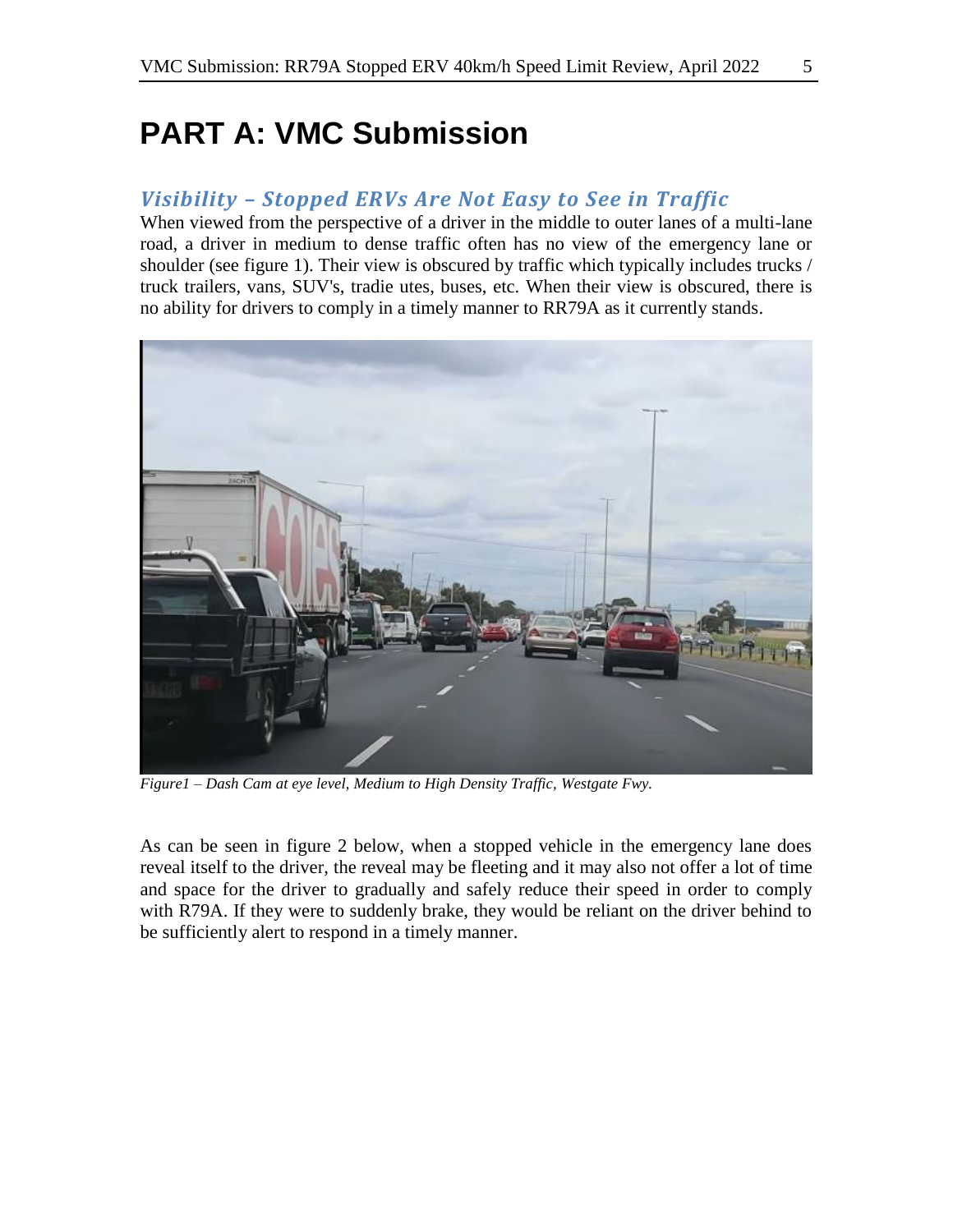# PART A: VMC Submission

## *Visibility – Stopped ERVs Are Not Easy to See in Traffic*

When viewed from the perspective of a driver in the middle to outer lanes of a multi-lane road, a driver in medium to dense traffic often has no view of the emergency lane or shoulder (see figure 1). Their view is obscured by traffic which typically includes trucks / truck trailers, vans, SUV's, tradie utes, buses, etc. When their view is obscured, there is no ability for drivers to comply in a timely manner to RR79A as it currently stands.

*Figure1 – Dash Cam at eye level, Medium to High Density Traffic, Westgate Fwy.*

As can be seen in figure 2 below, when a stopped vehicle in the emergency lane does reveal itself to the driver, the reveal may be fleeting and it may also not offer a lot of time and space for the driver to gradually and safely reduce their speed in order to comply with R79A. If they were to suddenly brake, they would be reliant on the driver behind to be sufficiently alert to respond in a timely manner.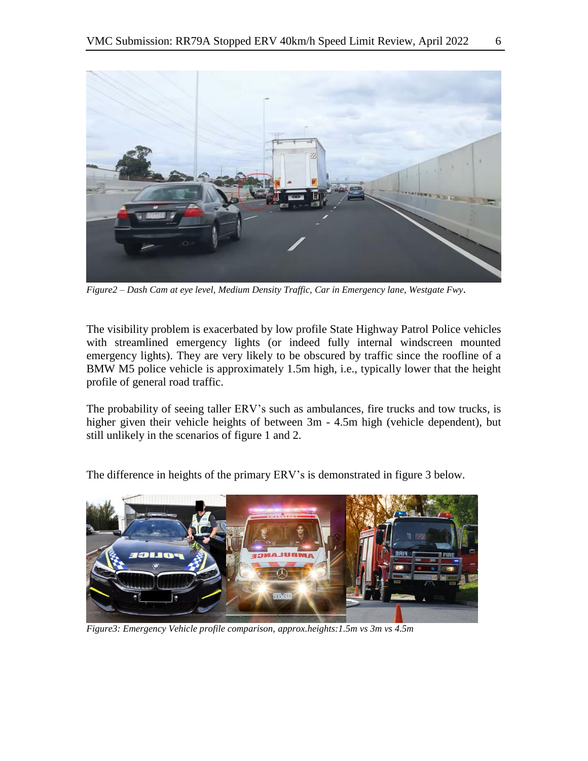*Figure2 – Dash Cam at eye level, Medium Density Traffic, Car in Emergency lane, Westgate Fwy*.

The visibility problem is exacerbated by low profile State Highway Patrol Police vehicles with streamlined emergency lights (or indeed fully internal windscreen mounted emergency lights). They are very likely to be obscured by traffic since the roofline of a BMW M5 police vehicle is approximately 1.5m high, i.e., typically lower that the height profile of general road traffic.

The probability of seeing taller ERV's such as ambulances, fire trucks and tow trucks, is higher given their vehicle heights of between 3m - 4.5m high (vehicle dependent), but still unlikely in the scenarios of figure 1 and 2.

The difference in heights of the primary ERV's is demonstrated in figure 3 below.

*Figure3: Emergency Vehicle profile comparison, approx.heights:1.5m vs 3m vs 4.5m*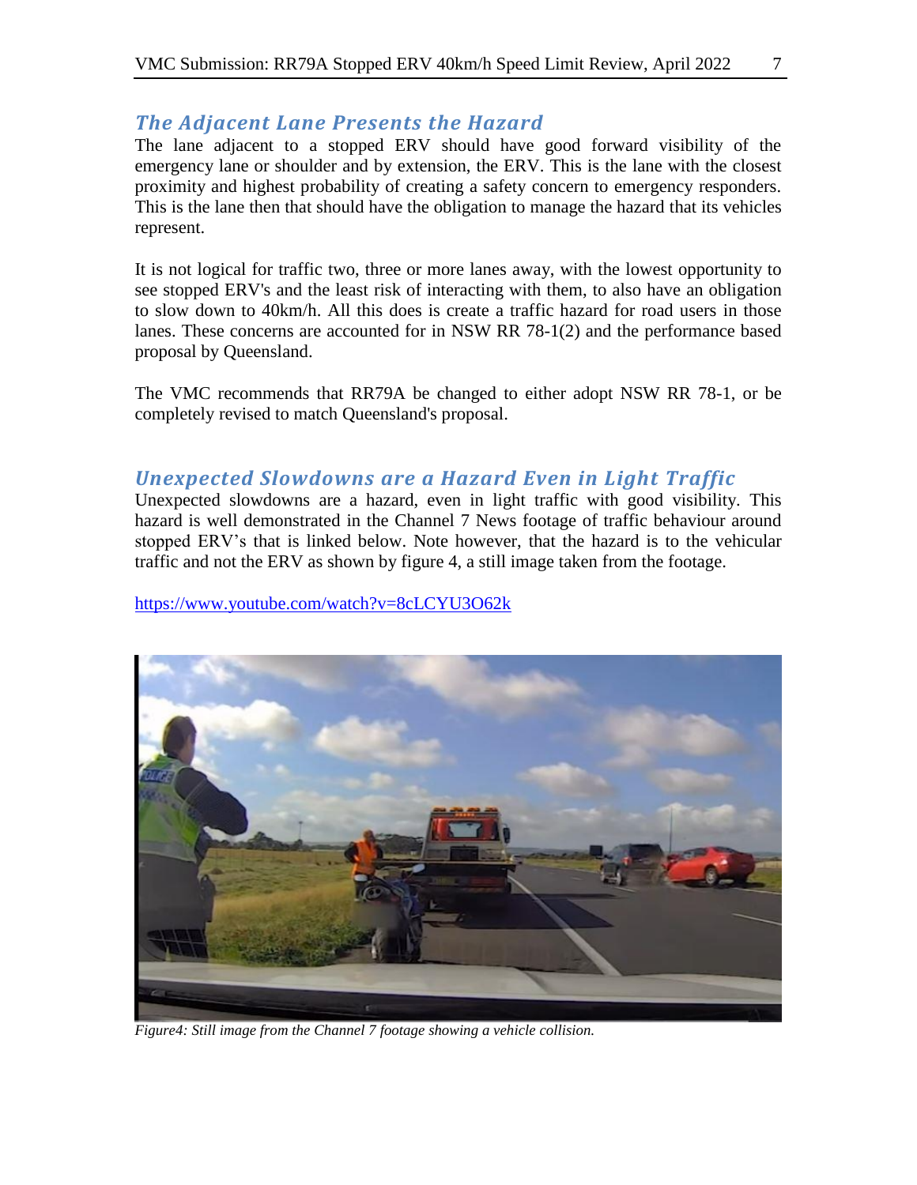## *The Adjacent Lane Presents the Hazard*

The lane adjacent to a stopped ERV should have good forward visibility of the emergency lane or shoulder and by extension, the ERV. This is the lane with the closest proximity and highest probability of creating a safety concern to emergency responders. This is the lane then that should have the obligation to manage the hazard that its vehicles represent.

It is not logical for traffic two, three or more lanes away, with the lowest opportunity to see stopped ERV's and the least risk of interacting with them, to also have an obligation to slow down to 40km/h. All this does is create a traffic hazard for road users in those lanes. These concerns are accounted for in NSW RR 78-1(2) and the performance based proposal by Queensland.

The VMC recommends that RR79A be changed to either adopt NSW RR 78-1, or be completely revised to match Queensland's proposal.

## *Unexpected Slowdowns are a Hazard Even in Light Traffic*

Unexpected slowdowns are a hazard, even in light traffic with good visibility. This hazard is well demonstrated in the Channel 7 News footage of traffic behaviour around stopped ERV's that is linked below. Note however, that the hazard is to the vehicular traffic and not the ERV as shown by figure 4, a still image taken from the footage.

https://www.youtube.com/watch?v=8cLCYU3O62k

*Figure4: Still image from the Channel 7 footage showing a vehicle collision.*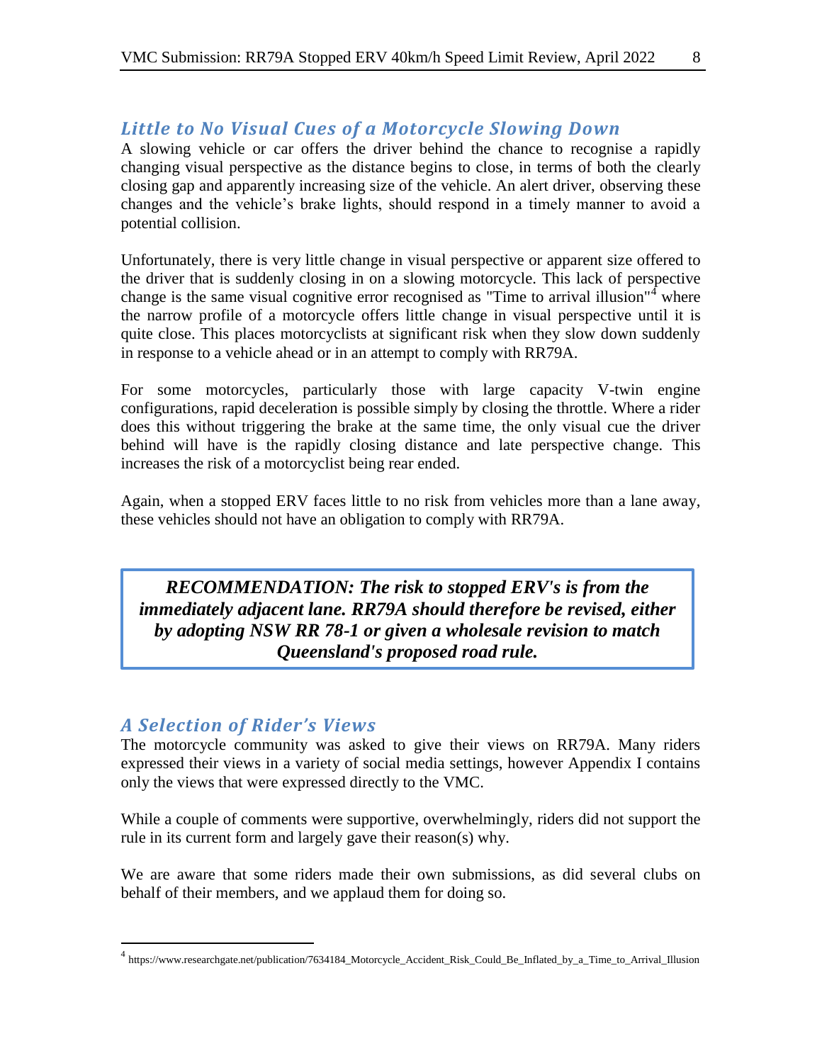## *Little to No Visual Cues of a Motorcycle Slowing Down*

A slowing vehicle or car offers the driver behind the chance to recognise a rapidly changing visual perspective as the distance begins to close, in terms of both the clearly closing gap and apparently increasing size of the vehicle. An alert driver, observing these changes and the vehicle's brake lights, should respond in a timely manner to avoid a potential collision.

Unfortunately, there is very little change in visual perspective or apparent size offered to the driver that is suddenly closing in on a slowing motorcycle. This lack of perspective change is the same visual cognitive error recognised as "Time to arrival illusion"[4] where the narrow profile of a motorcycle offers little change in visual perspective until it is quite close. This places motorcyclists at significant risk when they slow down suddenly in response to a vehicle ahead or in an attempt to comply with RR79A.

For some motorcycles, particularly those with large capacity V-twin engine configurations, rapid deceleration is possible simply by closing the throttle. Where a rider does this without triggering the brake at the same time, the only visual cue the driver behind will have is the rapidly closing distance and late perspective change. This increases the risk of a motorcyclist being rear ended.

Again, when a stopped ERV faces little to no risk from vehicles more than a lane away, these vehicles should not have an obligation to comply with RR79A.

> ***RECOMMENDATION: The risk to stopped ERV's is from the immediately adjacent lane. RR79A should therefore be revised, either by adopting NSW RR 78-1 or given a wholesale revision to match Queensland's proposed road rule.***

## *A Selection of Rider's Views*

The motorcycle community was asked to give their views on RR79A. Many riders expressed their views in a variety of social media settings, however Appendix I contains only the views that were expressed directly to the VMC.

While a couple of comments were supportive, overwhelmingly, riders did not support the rule in its current form and largely gave their reason(s) why.

We are aware that some riders made their own submissions, as did several clubs on behalf of their members, and we applaud them for doing so.

---

[4] https://www.researchgate.net/publication/7634184_Motorcycle_Accident_Risk_Could_Be_Inflated_by_a_Time_to_Arrival_Illusion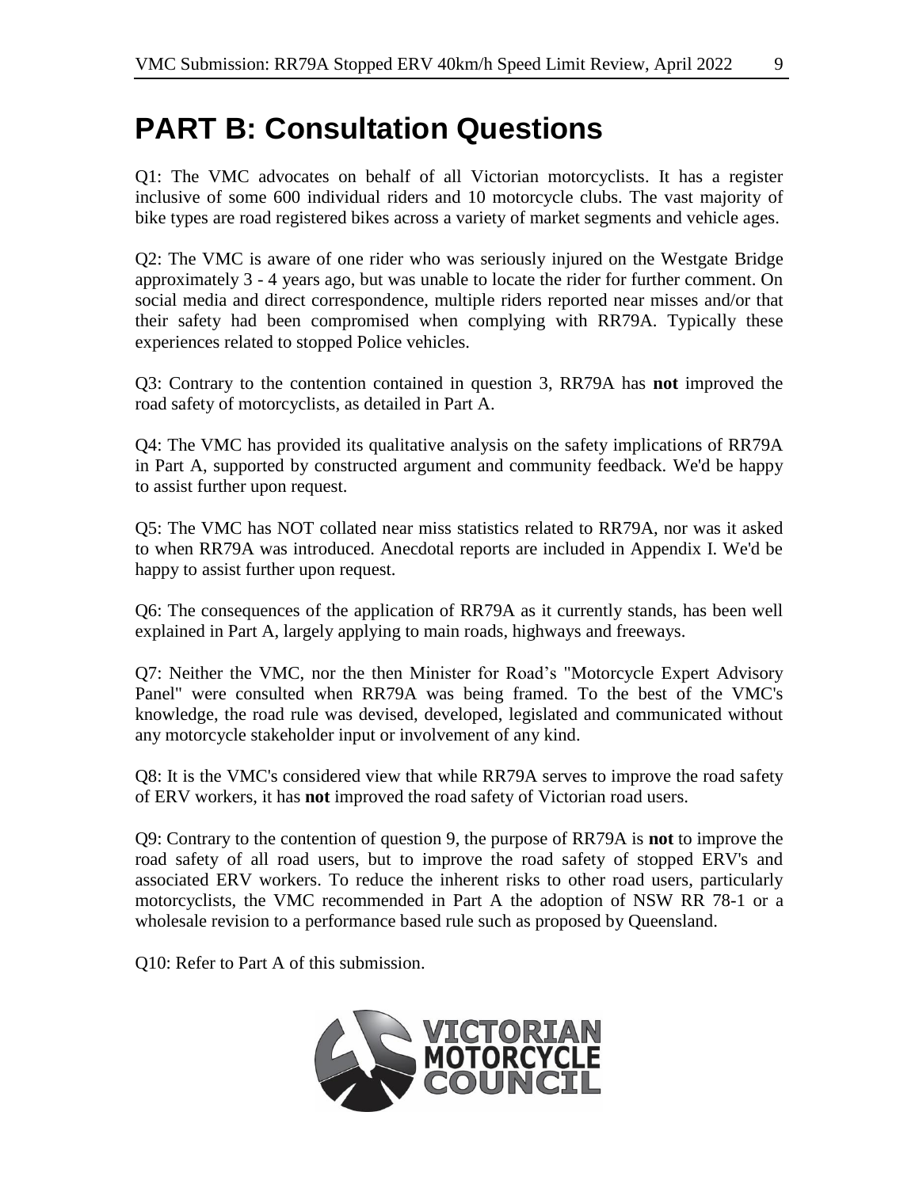# PART B: Consultation Questions

Q1: The VMC advocates on behalf of all Victorian motorcyclists. It has a register inclusive of some 600 individual riders and 10 motorcycle clubs. The vast majority of bike types are road registered bikes across a variety of market segments and vehicle ages.

Q2: The VMC is aware of one rider who was seriously injured on the Westgate Bridge approximately 3 - 4 years ago, but was unable to locate the rider for further comment. On social media and direct correspondence, multiple riders reported near misses and/or that their safety had been compromised when complying with RR79A. Typically these experiences related to stopped Police vehicles.

Q3: Contrary to the contention contained in question 3, RR79A has **not** improved the road safety of motorcyclists, as detailed in Part A.

Q4: The VMC has provided its qualitative analysis on the safety implications of RR79A in Part A, supported by constructed argument and community feedback. We'd be happy to assist further upon request.

Q5: The VMC has NOT collated near miss statistics related to RR79A, nor was it asked to when RR79A was introduced. Anecdotal reports are included in Appendix I. We'd be happy to assist further upon request.

Q6: The consequences of the application of RR79A as it currently stands, has been well explained in Part A, largely applying to main roads, highways and freeways.

Q7: Neither the VMC, nor the then Minister for Road's "Motorcycle Expert Advisory Panel" were consulted when RR79A was being framed. To the best of the VMC's knowledge, the road rule was devised, developed, legislated and communicated without any motorcycle stakeholder input or involvement of any kind.

Q8: It is the VMC's considered view that while RR79A serves to improve the road safety of ERV workers, it has **not** improved the road safety of Victorian road users.

Q9: Contrary to the contention of question 9, the purpose of RR79A is **not** to improve the road safety of all road users, but to improve the road safety of stopped ERV's and associated ERV workers. To reduce the inherent risks to other road users, particularly motorcyclists, the VMC recommended in Part A the adoption of NSW RR 78-1 or a wholesale revision to a performance based rule such as proposed by Queensland.

Q10: Refer to Part A of this submission.

VICTORIAN MOTORCYCLE COUNCIL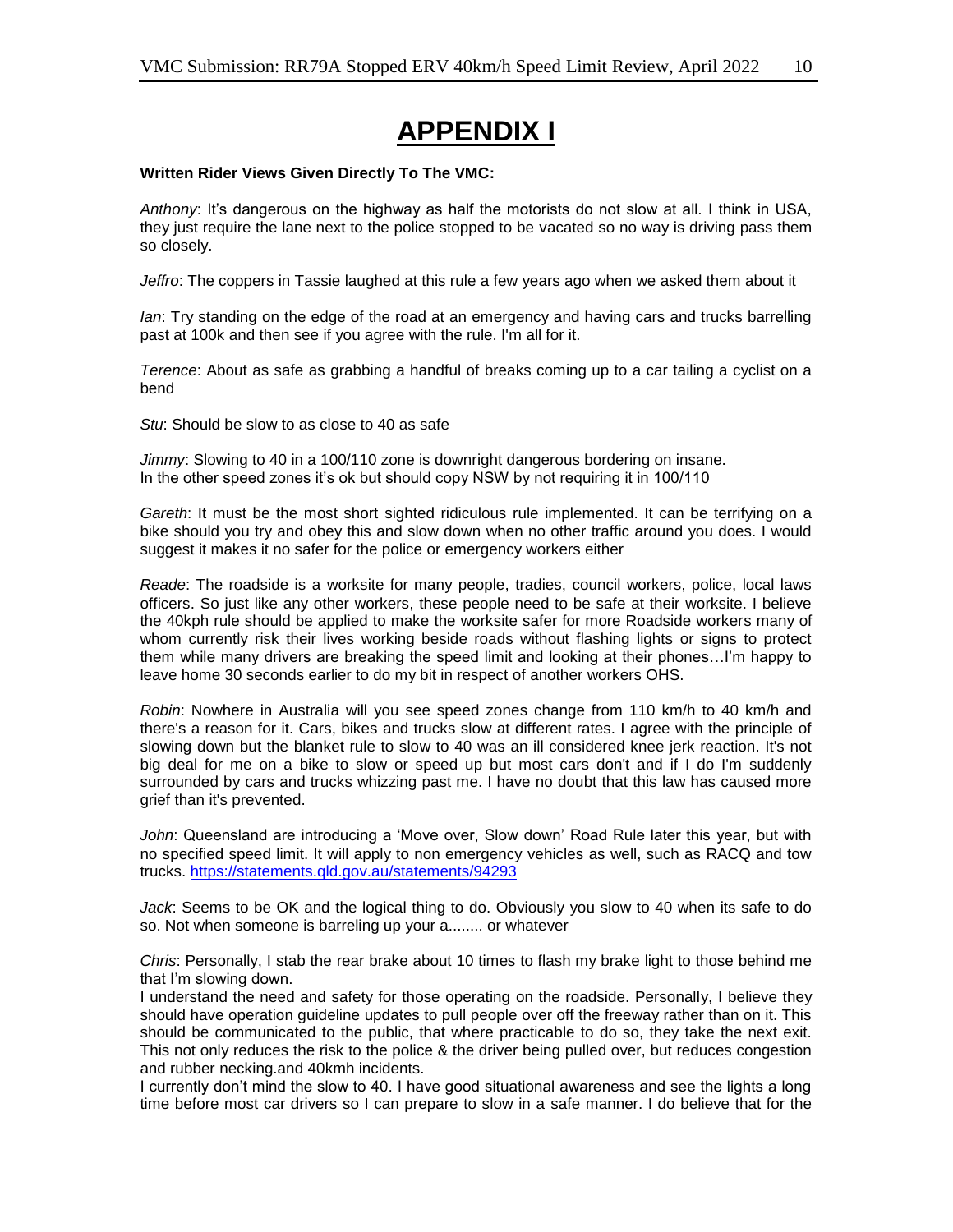# APPENDIX I

**Written Rider Views Given Directly To The VMC:**

*Anthony*: It's dangerous on the highway as half the motorists do not slow at all. I think in USA, they just require the lane next to the police stopped to be vacated so no way is driving pass them so closely.

*Jeffro*: The coppers in Tassie laughed at this rule a few years ago when we asked them about it

*Ian*: Try standing on the edge of the road at an emergency and having cars and trucks barrelling past at 100k and then see if you agree with the rule. I'm all for it.

*Terence*: About as safe as grabbing a handful of breaks coming up to a car tailing a cyclist on a bend

*Stu*: Should be slow to as close to 40 as safe

*Jimmy*: Slowing to 40 in a 100/110 zone is downright dangerous bordering on insane.
In the other speed zones it's ok but should copy NSW by not requiring it in 100/110

*Gareth*: It must be the most short sighted ridiculous rule implemented. It can be terrifying on a bike should you try and obey this and slow down when no other traffic around you does. I would suggest it makes it no safer for the police or emergency workers either

*Reade*: The roadside is a worksite for many people, tradies, council workers, police, local laws officers. So just like any other workers, these people need to be safe at their worksite. I believe the 40kph rule should be applied to make the worksite safer for more Roadside workers many of whom currently risk their lives working beside roads without flashing lights or signs to protect them while many drivers are breaking the speed limit and looking at their phones…I'm happy to leave home 30 seconds earlier to do my bit in respect of another workers OHS.

*Robin*: Nowhere in Australia will you see speed zones change from 110 km/h to 40 km/h and there's a reason for it. Cars, bikes and trucks slow at different rates. I agree with the principle of slowing down but the blanket rule to slow to 40 was an ill considered knee jerk reaction. It's not big deal for me on a bike to slow or speed up but most cars don't and if I do I'm suddenly surrounded by cars and trucks whizzing past me. I have no doubt that this law has caused more grief than it's prevented.

*John*: Queensland are introducing a 'Move over, Slow down' Road Rule later this year, but with no specified speed limit. It will apply to non emergency vehicles as well, such as RACQ and tow trucks. https://statements.qld.gov.au/statements/94293

*Jack*: Seems to be OK and the logical thing to do. Obviously you slow to 40 when its safe to do so. Not when someone is barreling up your a........ or whatever

*Chris*: Personally, I stab the rear brake about 10 times to flash my brake light to those behind me that I'm slowing down.
I understand the need and safety for those operating on the roadside. Personally, I believe they should have operation guideline updates to pull people over off the freeway rather than on it. This should be communicated to the public, that where practicable to do so, they take the next exit. This not only reduces the risk to the police & the driver being pulled over, but reduces congestion and rubber necking.and 40kmh incidents.
I currently don't mind the slow to 40. I have good situational awareness and see the lights a long time before most car drivers so I can prepare to slow in a safe manner. I do believe that for the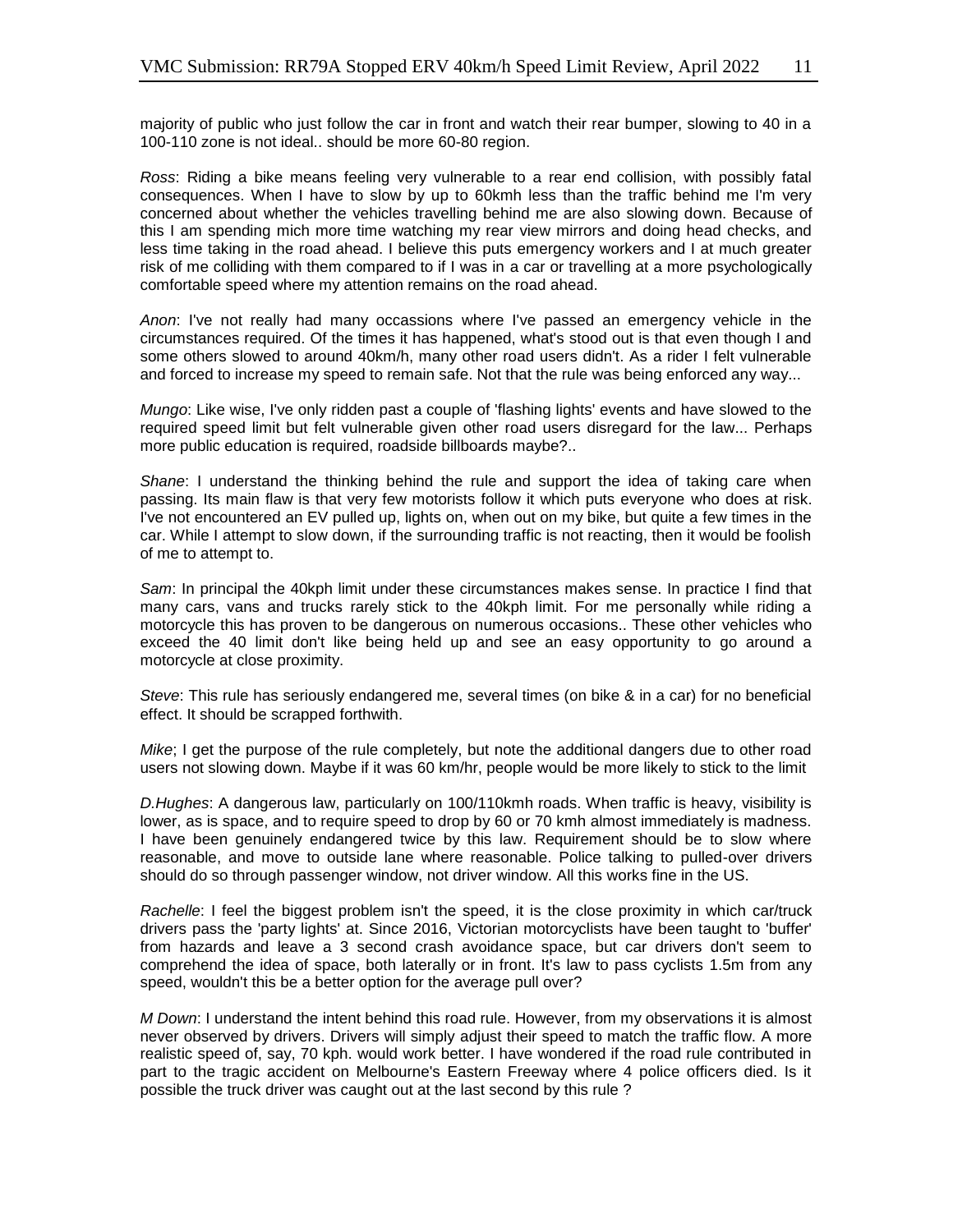majority of public who just follow the car in front and watch their rear bumper, slowing to 40 in a 100-110 zone is not ideal.. should be more 60-80 region.

*Ross*: Riding a bike means feeling very vulnerable to a rear end collision, with possibly fatal consequences. When I have to slow by up to 60kmh less than the traffic behind me I'm very concerned about whether the vehicles travelling behind me are also slowing down. Because of this I am spending mich more time watching my rear view mirrors and doing head checks, and less time taking in the road ahead. I believe this puts emergency workers and I at much greater risk of me colliding with them compared to if I was in a car or travelling at a more psychologically comfortable speed where my attention remains on the road ahead.

*Anon*: I've not really had many occassions where I've passed an emergency vehicle in the circumstances required. Of the times it has happened, what's stood out is that even though I and some others slowed to around 40km/h, many other road users didn't. As a rider I felt vulnerable and forced to increase my speed to remain safe. Not that the rule was being enforced any way...

*Mungo*: Like wise, I've only ridden past a couple of 'flashing lights' events and have slowed to the required speed limit but felt vulnerable given other road users disregard for the law... Perhaps more public education is required, roadside billboards maybe?..

*Shane*: I understand the thinking behind the rule and support the idea of taking care when passing. Its main flaw is that very few motorists follow it which puts everyone who does at risk. I've not encountered an EV pulled up, lights on, when out on my bike, but quite a few times in the car. While I attempt to slow down, if the surrounding traffic is not reacting, then it would be foolish of me to attempt to.

*Sam*: In principal the 40kph limit under these circumstances makes sense. In practice I find that many cars, vans and trucks rarely stick to the 40kph limit. For me personally while riding a motorcycle this has proven to be dangerous on numerous occasions.. These other vehicles who exceed the 40 limit don't like being held up and see an easy opportunity to go around a motorcycle at close proximity.

*Steve*: This rule has seriously endangered me, several times (on bike & in a car) for no beneficial effect. It should be scrapped forthwith.

*Mike*; I get the purpose of the rule completely, but note the additional dangers due to other road users not slowing down. Maybe if it was 60 km/hr, people would be more likely to stick to the limit

*D.Hughes*: A dangerous law, particularly on 100/110kmh roads. When traffic is heavy, visibility is lower, as is space, and to require speed to drop by 60 or 70 kmh almost immediately is madness. I have been genuinely endangered twice by this law. Requirement should be to slow where reasonable, and move to outside lane where reasonable. Police talking to pulled-over drivers should do so through passenger window, not driver window. All this works fine in the US.

*Rachelle*: I feel the biggest problem isn't the speed, it is the close proximity in which car/truck drivers pass the 'party lights' at. Since 2016, Victorian motorcyclists have been taught to 'buffer' from hazards and leave a 3 second crash avoidance space, but car drivers don't seem to comprehend the idea of space, both laterally or in front. It's law to pass cyclists 1.5m from any speed, wouldn't this be a better option for the average pull over?

*M Down*: I understand the intent behind this road rule. However, from my observations it is almost never observed by drivers. Drivers will simply adjust their speed to match the traffic flow. A more realistic speed of, say, 70 kph. would work better. I have wondered if the road rule contributed in part to the tragic accident on Melbourne's Eastern Freeway where 4 police officers died. Is it possible the truck driver was caught out at the last second by this rule ?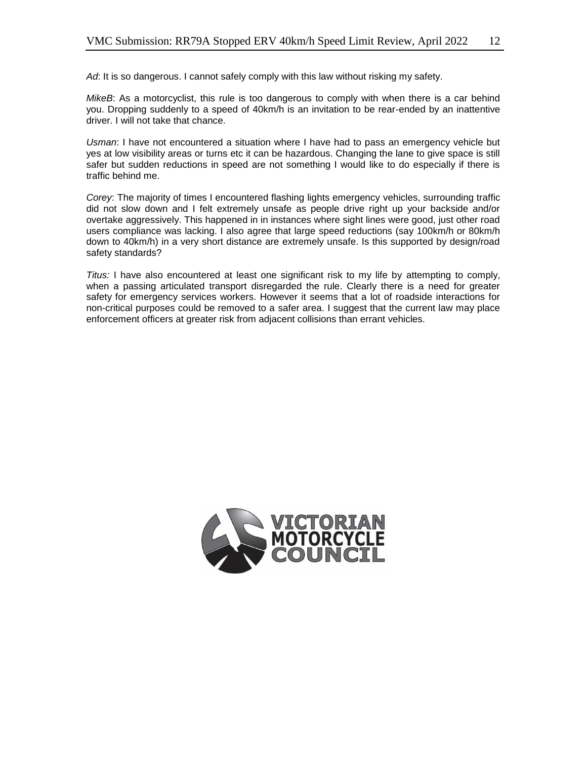*Ad*: It is so dangerous. I cannot safely comply with this law without risking my safety.

*MikeB*: As a motorcyclist, this rule is too dangerous to comply with when there is a car behind you. Dropping suddenly to a speed of 40km/h is an invitation to be rear-ended by an inattentive driver. I will not take that chance.

*Usman*: I have not encountered a situation where I have had to pass an emergency vehicle but yes at low visibility areas or turns etc it can be hazardous. Changing the lane to give space is still safer but sudden reductions in speed are not something I would like to do especially if there is traffic behind me.

*Corey*: The majority of times I encountered flashing lights emergency vehicles, surrounding traffic did not slow down and I felt extremely unsafe as people drive right up your backside and/or overtake aggressively. This happened in in instances where sight lines were good, just other road users compliance was lacking. I also agree that large speed reductions (say 100km/h or 80km/h down to 40km/h) in a very short distance are extremely unsafe. Is this supported by design/road safety standards?

*Titus:* I have also encountered at least one significant risk to my life by attempting to comply, when a passing articulated transport disregarded the rule. Clearly there is a need for greater safety for emergency services workers. However it seems that a lot of roadside interactions for non-critical purposes could be removed to a safer area. I suggest that the current law may place enforcement officers at greater risk from adjacent collisions than errant vehicles.

VICTORIAN MOTORCYCLE COUNCIL